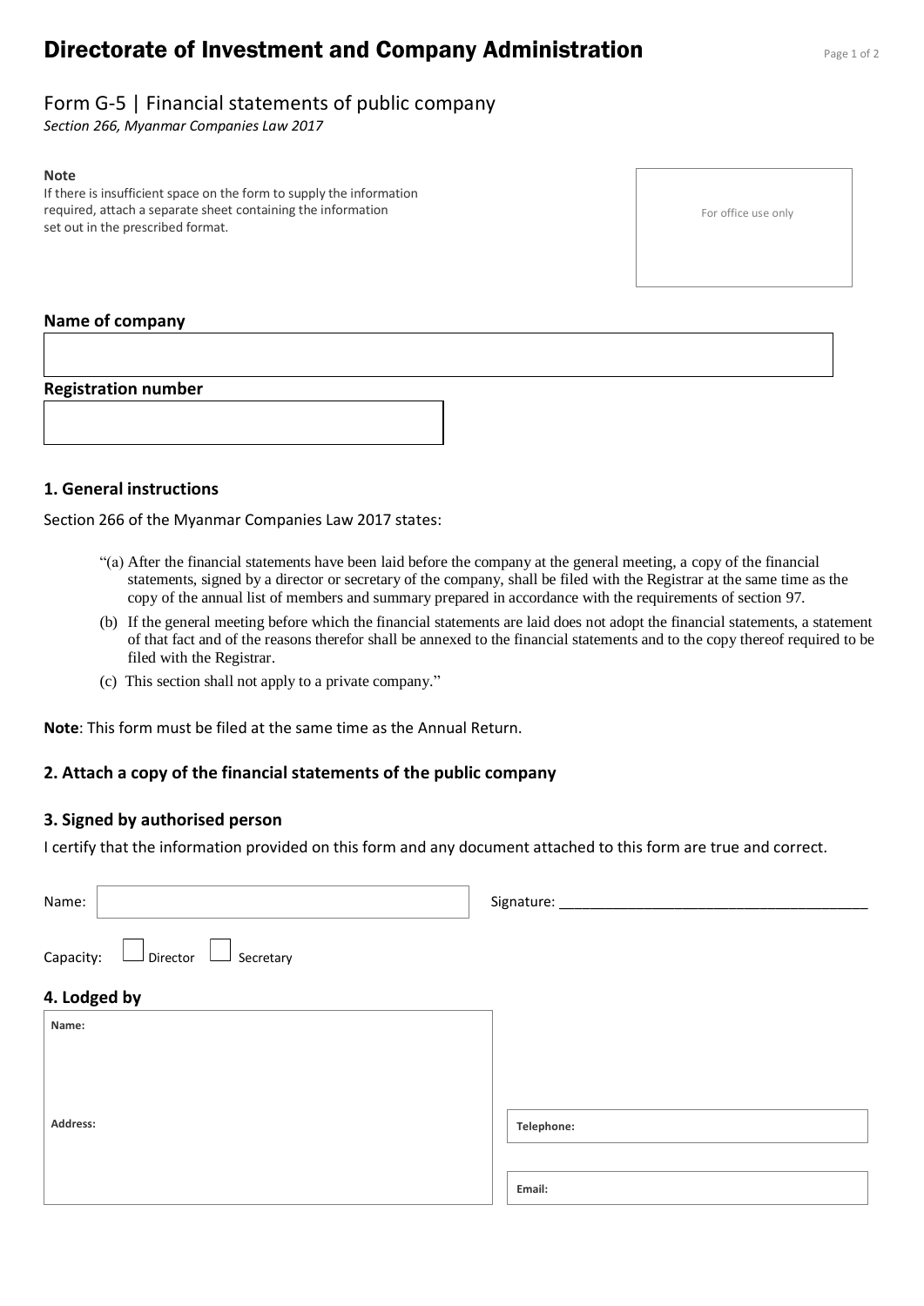# Directorate of Investment and Company Administration

## Form G-5 | Financial statements of public company

*Section 266, Myanmar Companies Law 2017*

**Note**
If there is insufficient space on the form to supply the information required, attach a separate sheet containing the information set out in the prescribed format.

For office use only

**Name of company**

**Registration number**

### 1. General instructions

Section 266 of the Myanmar Companies Law 2017 states:

> "(a) After the financial statements have been laid before the company at the general meeting, a copy of the financial statements, signed by a director or secretary of the company, shall be filed with the Registrar at the same time as the copy of the annual list of members and summary prepared in accordance with the requirements of section 97.
>
> (b) If the general meeting before which the financial statements are laid does not adopt the financial statements, a statement of that fact and of the reasons therefor shall be annexed to the financial statements and to the copy thereof required to be filed with the Registrar.
>
> (c) This section shall not apply to a private company."

**Note**: This form must be filed at the same time as the Annual Return.

### 2. Attach a copy of the financial statements of the public company

### 3. Signed by authorised person

I certify that the information provided on this form and any document attached to this form are true and correct.

Name: | Signature: ______________________________________

Capacity: ☐ Director ☐ Secretary

### 4. Lodged by

**Name:**

**Address:**

**Telephone:**

**Email:**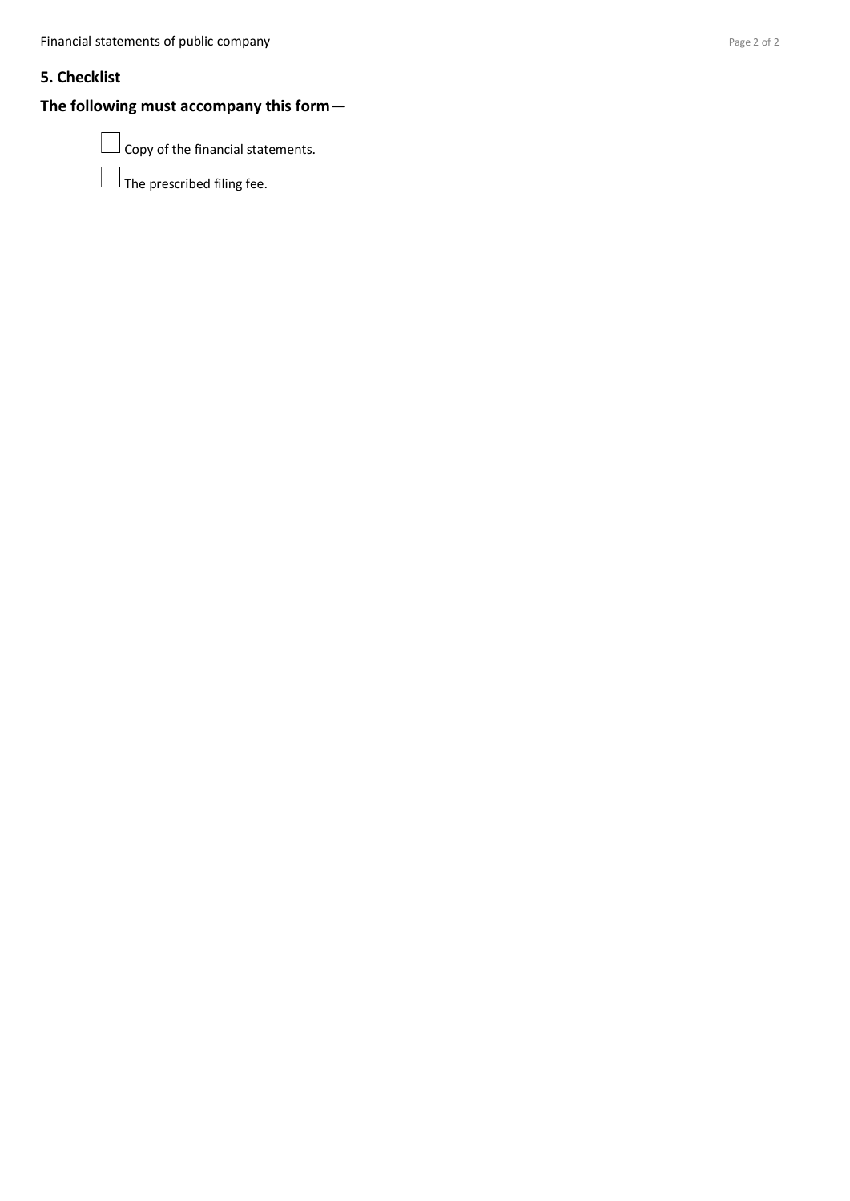## 5. Checklist

## The following must accompany this form—

☐ Copy of the financial statements.

☐ The prescribed filing fee.